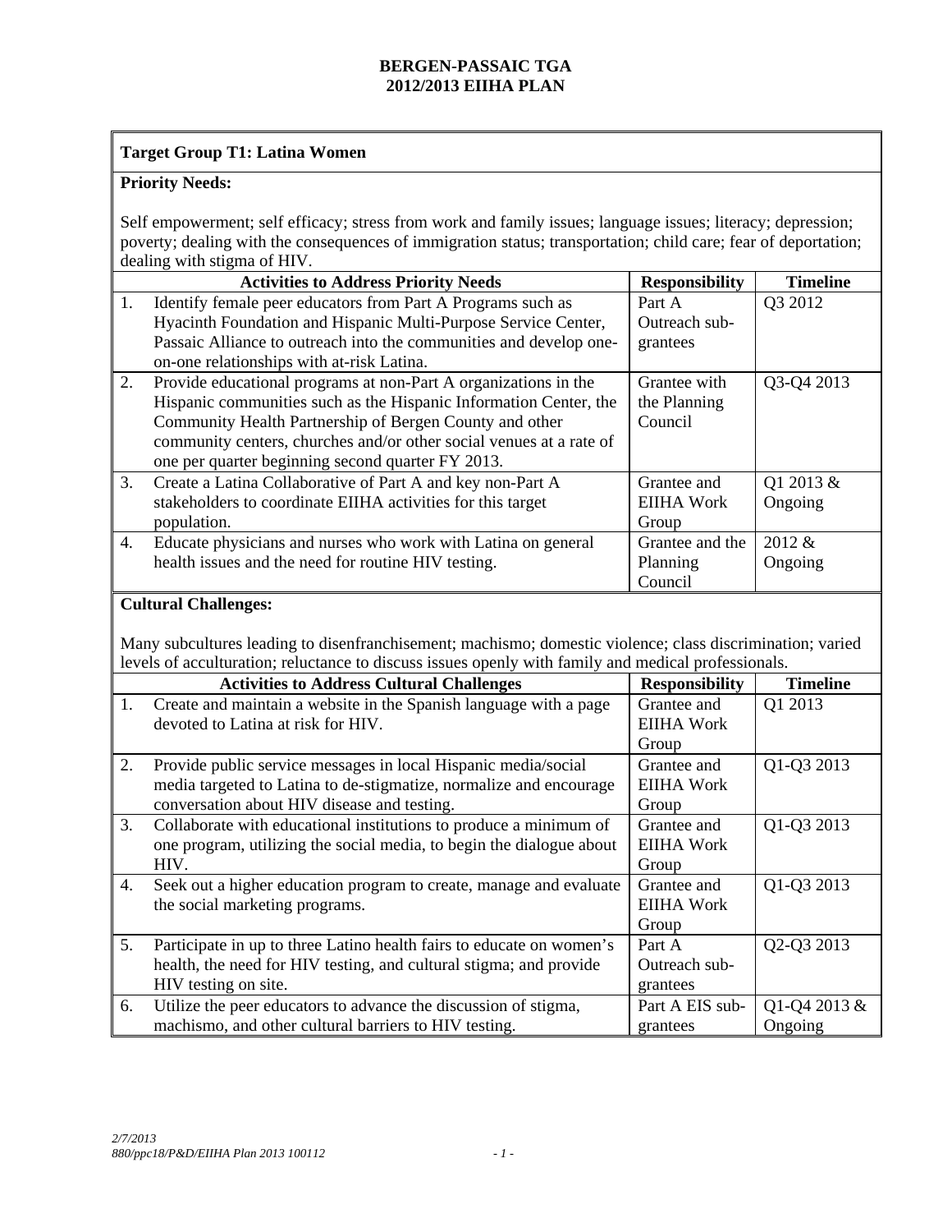# BERGEN-PASSAIC TGA
# 2012/2013 EIIHA PLAN

**Target Group T1: Latina Women**

**Priority Needs:**

Self empowerment; self efficacy; stress from work and family issues; language issues; literacy; depression; poverty; dealing with the consequences of immigration status; transportation; child care; fear of deportation; dealing with stigma of HIV.

| | Activities to Address Priority Needs | Responsibility | Timeline |
|---|---|---|---|
| 1. | Identify female peer educators from Part A Programs such as Hyacinth Foundation and Hispanic Multi-Purpose Service Center, Passaic Alliance to outreach into the communities and develop one-on-one relationships with at-risk Latina. | Part A Outreach sub-grantees | Q3 2012 |
| 2. | Provide educational programs at non-Part A organizations in the Hispanic communities such as the Hispanic Information Center, the Community Health Partnership of Bergen County and other community centers, churches and/or other social venues at a rate of one per quarter beginning second quarter FY 2013. | Grantee with the Planning Council | Q3-Q4 2013 |
| 3. | Create a Latina Collaborative of Part A and key non-Part A stakeholders to coordinate EIIHA activities for this target population. | Grantee and EIIHA Work Group | Q1 2013 & Ongoing |
| 4. | Educate physicians and nurses who work with Latina on general health issues and the need for routine HIV testing. | Grantee and the Planning Council | 2012 & Ongoing |

**Cultural Challenges:**

Many subcultures leading to disenfranchisement; machismo; domestic violence; class discrimination; varied levels of acculturation; reluctance to discuss issues openly with family and medical professionals.

| | Activities to Address Cultural Challenges | Responsibility | Timeline |
|---|---|---|---|
| 1. | Create and maintain a website in the Spanish language with a page devoted to Latina at risk for HIV. | Grantee and EIIHA Work Group | Q1 2013 |
| 2. | Provide public service messages in local Hispanic media/social media targeted to Latina to de-stigmatize, normalize and encourage conversation about HIV disease and testing. | Grantee and EIIHA Work Group | Q1-Q3 2013 |
| 3. | Collaborate with educational institutions to produce a minimum of one program, utilizing the social media, to begin the dialogue about HIV. | Grantee and EIIHA Work Group | Q1-Q3 2013 |
| 4. | Seek out a higher education program to create, manage and evaluate the social marketing programs. | Grantee and EIIHA Work Group | Q1-Q3 2013 |
| 5. | Participate in up to three Latino health fairs to educate on women's health, the need for HIV testing, and cultural stigma; and provide HIV testing on site. | Part A Outreach sub-grantees | Q2-Q3 2013 |
| 6. | Utilize the peer educators to advance the discussion of stigma, machismo, and other cultural barriers to HIV testing. | Part A EIS sub-grantees | Q1-Q4 2013 & Ongoing |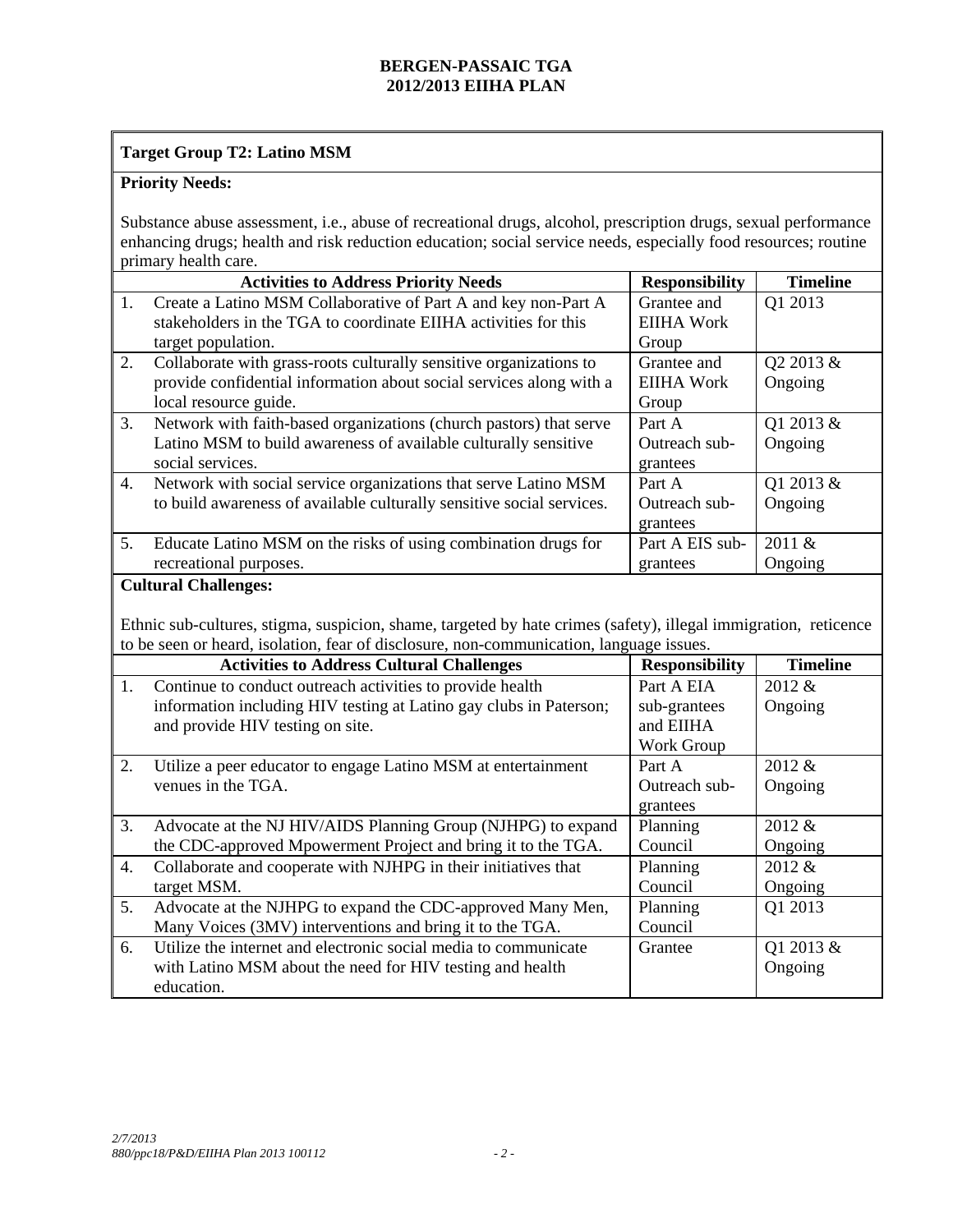**Target Group T2: Latino MSM**

**Priority Needs:**

Substance abuse assessment, i.e., abuse of recreational drugs, alcohol, prescription drugs, sexual performance enhancing drugs; health and risk reduction education; social service needs, especially food resources; routine primary health care.

| | Activities to Address Priority Needs | Responsibility | Timeline |
|---|---|---|---|
| 1. | Create a Latino MSM Collaborative of Part A and key non-Part A stakeholders in the TGA to coordinate EIIHA activities for this target population. | Grantee and EIIHA Work Group | Q1 2013 |
| 2. | Collaborate with grass-roots culturally sensitive organizations to provide confidential information about social services along with a local resource guide. | Grantee and EIIHA Work Group | Q2 2013 & Ongoing |
| 3. | Network with faith-based organizations (church pastors) that serve Latino MSM to build awareness of available culturally sensitive social services. | Part A Outreach sub-grantees | Q1 2013 & Ongoing |
| 4. | Network with social service organizations that serve Latino MSM to build awareness of available culturally sensitive social services. | Part A Outreach sub-grantees | Q1 2013 & Ongoing |
| 5. | Educate Latino MSM on the risks of using combination drugs for recreational purposes. | Part A EIS sub-grantees | 2011 & Ongoing |

**Cultural Challenges:**

Ethnic sub-cultures, stigma, suspicion, shame, targeted by hate crimes (safety), illegal immigration, reticence to be seen or heard, isolation, fear of disclosure, non-communication, language issues.

| | Activities to Address Cultural Challenges | Responsibility | Timeline |
|---|---|---|---|
| 1. | Continue to conduct outreach activities to provide health information including HIV testing at Latino gay clubs in Paterson; and provide HIV testing on site. | Part A EIA sub-grantees and EIIHA Work Group | 2012 & Ongoing |
| 2. | Utilize a peer educator to engage Latino MSM at entertainment venues in the TGA. | Part A Outreach sub-grantees | 2012 & Ongoing |
| 3. | Advocate at the NJ HIV/AIDS Planning Group (NJHPG) to expand the CDC-approved Mpowerment Project and bring it to the TGA. | Planning Council | 2012 & Ongoing |
| 4. | Collaborate and cooperate with NJHPG in their initiatives that target MSM. | Planning Council | 2012 & Ongoing |
| 5. | Advocate at the NJHPG to expand the CDC-approved Many Men, Many Voices (3MV) interventions and bring it to the TGA. | Planning Council | Q1 2013 |
| 6. | Utilize the internet and electronic social media to communicate with Latino MSM about the need for HIV testing and health education. | Grantee | Q1 2013 & Ongoing |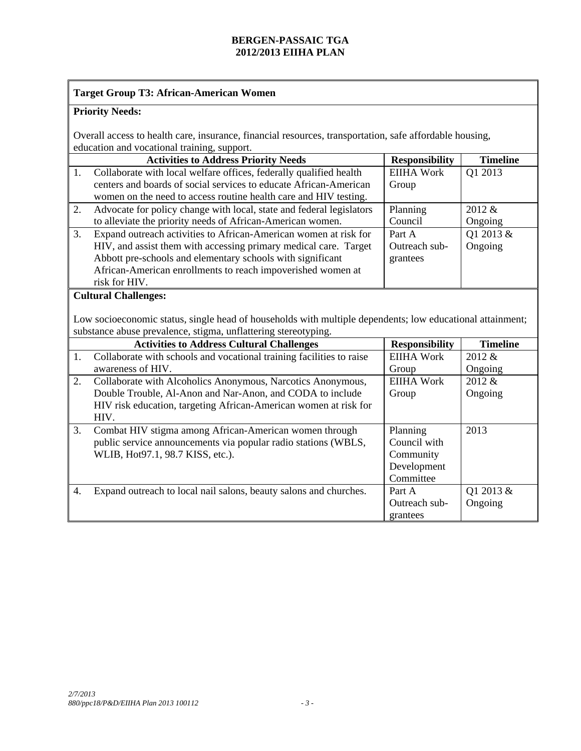**Target Group T3: African-American Women**

**Priority Needs:**

Overall access to health care, insurance, financial resources, transportation, safe affordable housing, education and vocational training, support.

| Activities to Address Priority Needs | Responsibility | Timeline |
|---|---|---|
| 1. Collaborate with local welfare offices, federally qualified health centers and boards of social services to educate African-American women on the need to access routine health care and HIV testing. | EIIHA Work Group | Q1 2013 |
| 2. Advocate for policy change with local, state and federal legislators to alleviate the priority needs of African-American women. | Planning Council | 2012 & Ongoing |
| 3. Expand outreach activities to African-American women at risk for HIV, and assist them with accessing primary medical care. Target Abbott pre-schools and elementary schools with significant African-American enrollments to reach impoverished women at risk for HIV. | Part A Outreach sub-grantees | Q1 2013 & Ongoing |

**Cultural Challenges:**

Low socioeconomic status, single head of households with multiple dependents; low educational attainment; substance abuse prevalence, stigma, unflattering stereotyping.

| Activities to Address Cultural Challenges | Responsibility | Timeline |
|---|---|---|
| 1. Collaborate with schools and vocational training facilities to raise awareness of HIV. | EIIHA Work Group | 2012 & Ongoing |
| 2. Collaborate with Alcoholics Anonymous, Narcotics Anonymous, Double Trouble, Al-Anon and Nar-Anon, and CODA to include HIV risk education, targeting African-American women at risk for HIV. | EIIHA Work Group | 2012 & Ongoing |
| 3. Combat HIV stigma among African-American women through public service announcements via popular radio stations (WBLS, WLIB, Hot97.1, 98.7 KISS, etc.). | Planning Council with Community Development Committee | 2013 |
| 4. Expand outreach to local nail salons, beauty salons and churches. | Part A Outreach sub-grantees | Q1 2013 & Ongoing |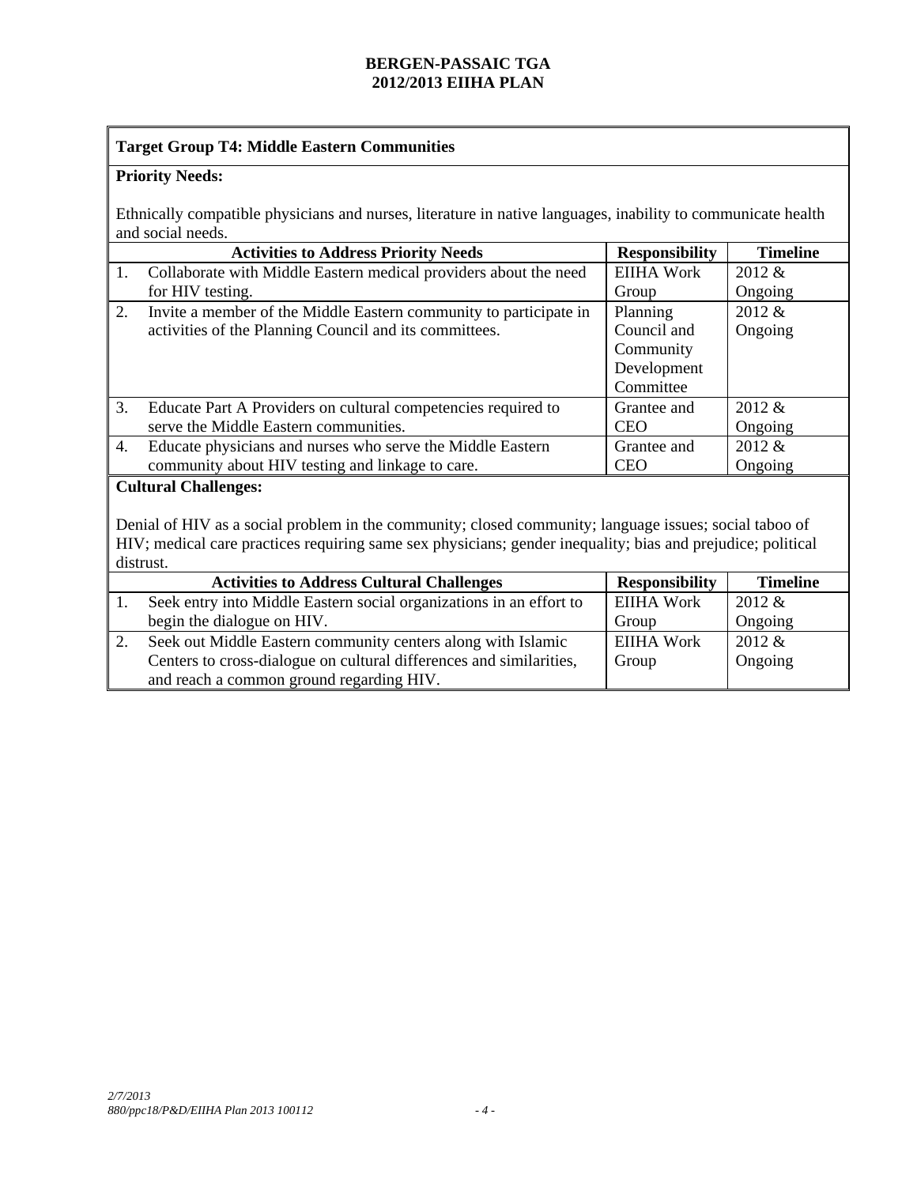**Target Group T4: Middle Eastern Communities**

**Priority Needs:**

Ethnically compatible physicians and nurses, literature in native languages, inability to communicate health and social needs.

| | Activities to Address Priority Needs | Responsibility | Timeline |
|---|---|---|---|
| 1. | Collaborate with Middle Eastern medical providers about the need for HIV testing. | EIIHA Work Group | 2012 & Ongoing |
| 2. | Invite a member of the Middle Eastern community to participate in activities of the Planning Council and its committees. | Planning Council and Community Development Committee | 2012 & Ongoing |
| 3. | Educate Part A Providers on cultural competencies required to serve the Middle Eastern communities. | Grantee and CEO | 2012 & Ongoing |
| 4. | Educate physicians and nurses who serve the Middle Eastern community about HIV testing and linkage to care. | Grantee and CEO | 2012 & Ongoing |

**Cultural Challenges:**

Denial of HIV as a social problem in the community; closed community; language issues; social taboo of HIV; medical care practices requiring same sex physicians; gender inequality; bias and prejudice; political distrust.

| | Activities to Address Cultural Challenges | Responsibility | Timeline |
|---|---|---|---|
| 1. | Seek entry into Middle Eastern social organizations in an effort to begin the dialogue on HIV. | EIIHA Work Group | 2012 & Ongoing |
| 2. | Seek out Middle Eastern community centers along with Islamic Centers to cross-dialogue on cultural differences and similarities, and reach a common ground regarding HIV. | EIIHA Work Group | 2012 & Ongoing |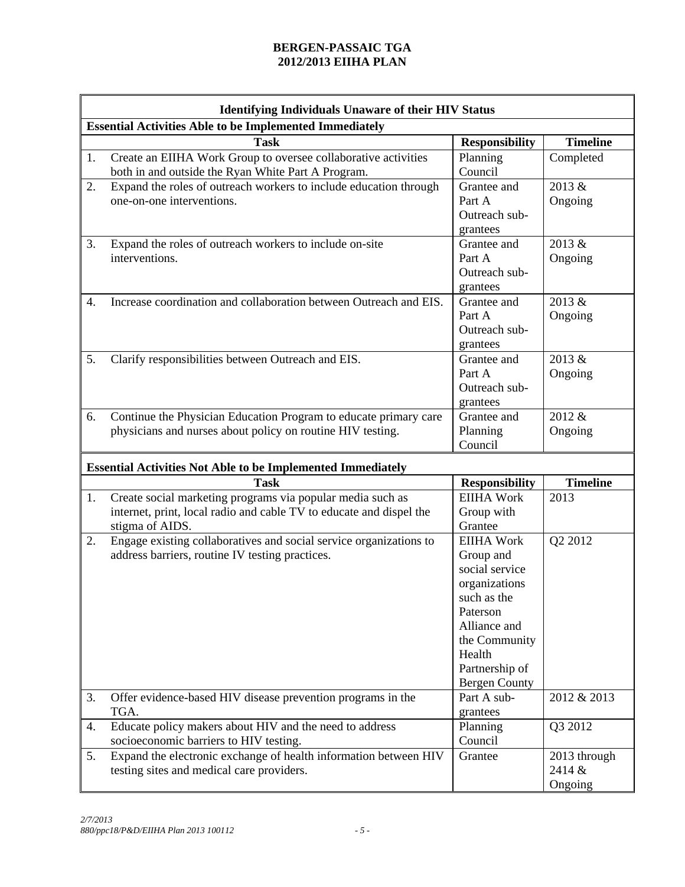# BERGEN-PASSAIC TGA
# 2012/2013 EIIHA PLAN

| **Identifying Individuals Unaware of their HIV Status** | | |
|---|---|---|
| **Essential Activities Able to be Implemented Immediately** | | |
| **Task** | **Responsibility** | **Timeline** |
| 1. Create an EIIHA Work Group to oversee collaborative activities both in and outside the Ryan White Part A Program. | Planning Council | Completed |
| 2. Expand the roles of outreach workers to include education through one-on-one interventions. | Grantee and Part A Outreach sub-grantees | 2013 & Ongoing |
| 3. Expand the roles of outreach workers to include on-site interventions. | Grantee and Part A Outreach sub-grantees | 2013 & Ongoing |
| 4. Increase coordination and collaboration between Outreach and EIS. | Grantee and Part A Outreach sub-grantees | 2013 & Ongoing |
| 5. Clarify responsibilities between Outreach and EIS. | Grantee and Part A Outreach sub-grantees | 2013 & Ongoing |
| 6. Continue the Physician Education Program to educate primary care physicians and nurses about policy on routine HIV testing. | Grantee and Planning Council | 2012 & Ongoing |
| **Essential Activities Not Able to be Implemented Immediately** | | |
| **Task** | **Responsibility** | **Timeline** |
| 1. Create social marketing programs via popular media such as internet, print, local radio and cable TV to educate and dispel the stigma of AIDS. | EIIHA Work Group with Grantee | 2013 |
| 2. Engage existing collaboratives and social service organizations to address barriers, routine IV testing practices. | EIIHA Work Group and social service organizations such as the Paterson Alliance and the Community Health Partnership of Bergen County | Q2 2012 |
| 3. Offer evidence-based HIV disease prevention programs in the TGA. | Part A sub-grantees | 2012 & 2013 |
| 4. Educate policy makers about HIV and the need to address socioeconomic barriers to HIV testing. | Planning Council | Q3 2012 |
| 5. Expand the electronic exchange of health information between HIV testing sites and medical care providers. | Grantee | 2013 through 2414 & Ongoing |

*2/7/2013*
*880/ppc18/P&D/EIIHA Plan 2013 100112*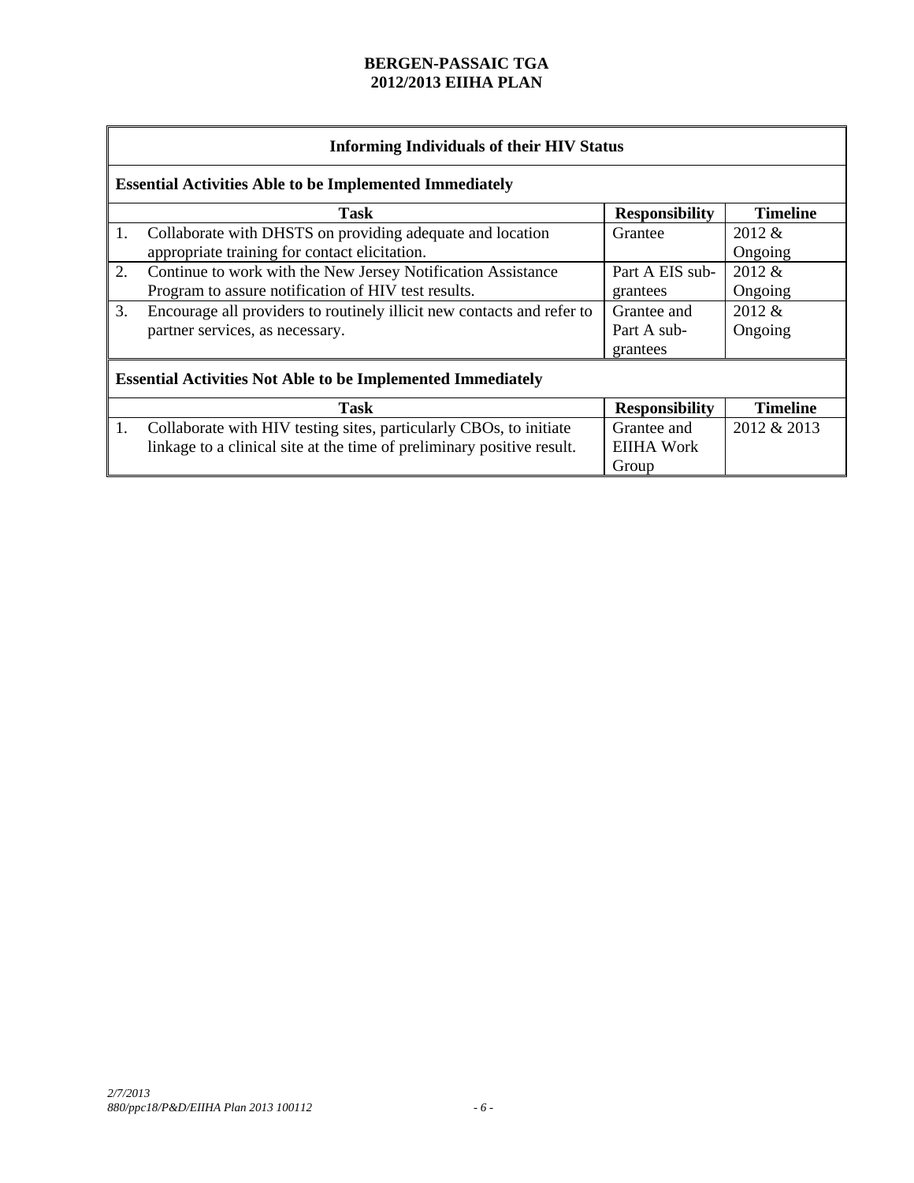**BERGEN-PASSAIC TGA**
**2012/2013 EIIHA PLAN**

**Informing Individuals of their HIV Status**

**Essential Activities Able to be Implemented Immediately**

| | Task | Responsibility | Timeline |
|---|---|---|---|
| 1. | Collaborate with DHSTS on providing adequate and location appropriate training for contact elicitation. | Grantee | 2012 & Ongoing |
| 2. | Continue to work with the New Jersey Notification Assistance Program to assure notification of HIV test results. | Part A EIS sub-grantees | 2012 & Ongoing |
| 3. | Encourage all providers to routinely illicit new contacts and refer to partner services, as necessary. | Grantee and Part A sub-grantees | 2012 & Ongoing |

**Essential Activities Not Able to be Implemented Immediately**

| | Task | Responsibility | Timeline |
|---|---|---|---|
| 1. | Collaborate with HIV testing sites, particularly CBOs, to initiate linkage to a clinical site at the time of preliminary positive result. | Grantee and EIIHA Work Group | 2012 & 2013 |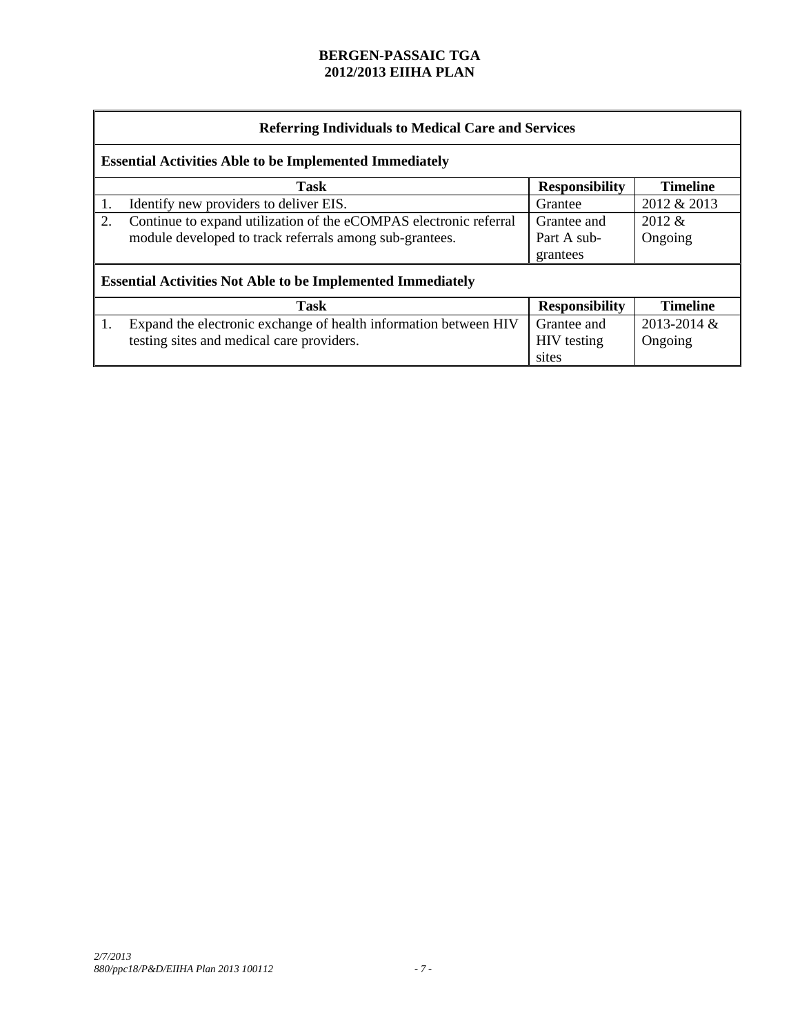| Referring Individuals to Medical Care and Services | | |
|---|---|---|
| **Essential Activities Able to be Implemented Immediately** | | |
| **Task** | **Responsibility** | **Timeline** |
| 1. Identify new providers to deliver EIS. | Grantee | 2012 & 2013 |
| 2. Continue to expand utilization of the eCOMPAS electronic referral module developed to track referrals among sub-grantees. | Grantee and Part A sub-grantees | 2012 & Ongoing |
| **Essential Activities Not Able to be Implemented Immediately** | | |
| **Task** | **Responsibility** | **Timeline** |
| 1. Expand the electronic exchange of health information between HIV testing sites and medical care providers. | Grantee and HIV testing sites | 2013-2014 & Ongoing |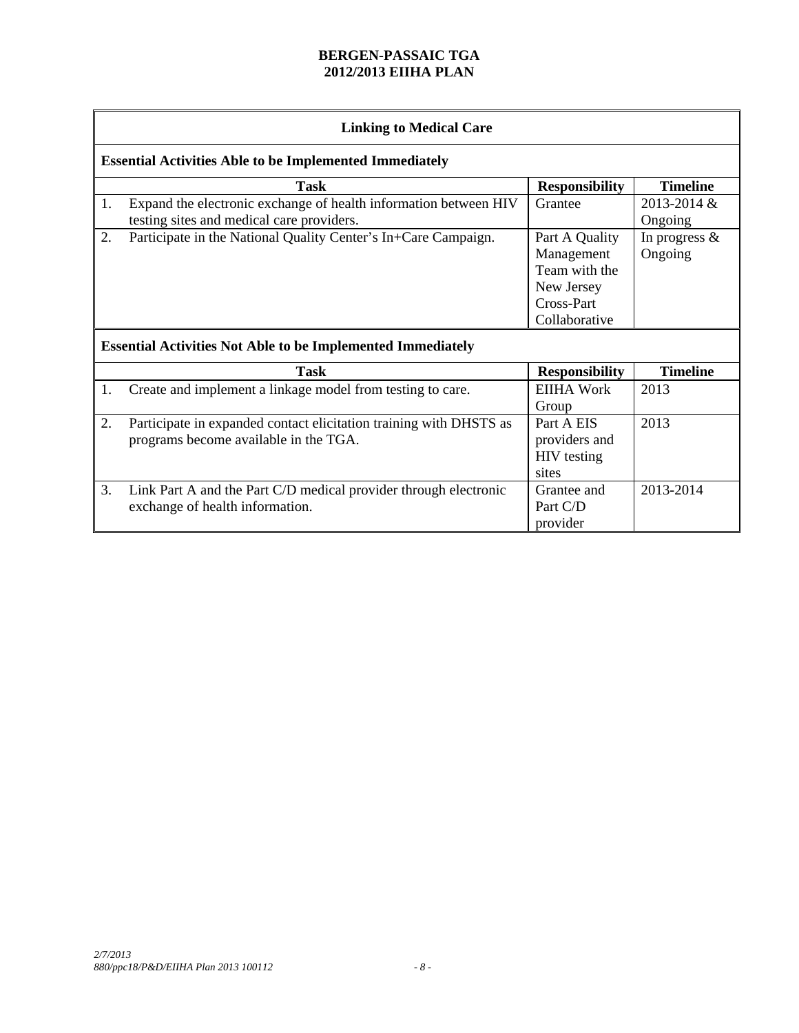| Linking to Medical Care | | |
|---|---|---|
| **Essential Activities Able to be Implemented Immediately** | | |
| **Task** | **Responsibility** | **Timeline** |
| 1. Expand the electronic exchange of health information between HIV testing sites and medical care providers. | Grantee | 2013-2014 & Ongoing |
| 2. Participate in the National Quality Center's In+Care Campaign. | Part A Quality Management Team with the New Jersey Cross-Part Collaborative | In progress & Ongoing |
| **Essential Activities Not Able to be Implemented Immediately** | | |
| **Task** | **Responsibility** | **Timeline** |
| 1. Create and implement a linkage model from testing to care. | EIIHA Work Group | 2013 |
| 2. Participate in expanded contact elicitation training with DHSTS as programs become available in the TGA. | Part A EIS providers and HIV testing sites | 2013 |
| 3. Link Part A and the Part C/D medical provider through electronic exchange of health information. | Grantee and Part C/D provider | 2013-2014 |